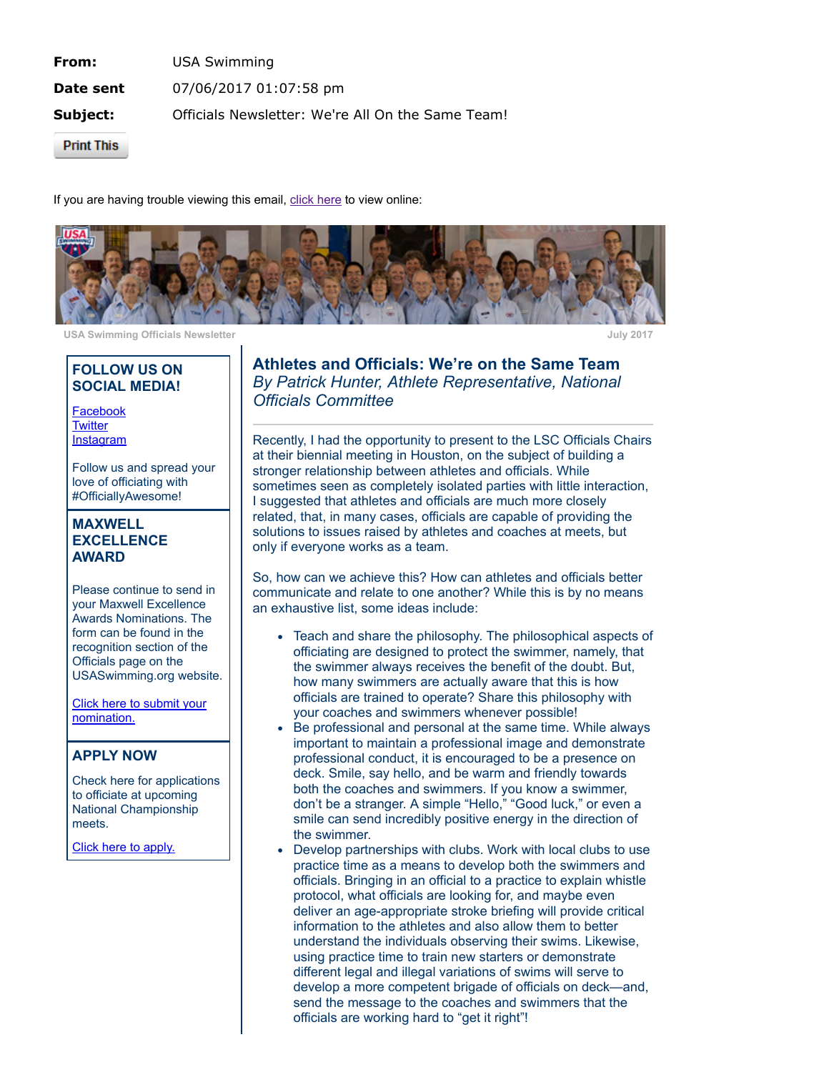**From:** USA Swimming

**Date sent** 07/06/2017 01:07:58 pm

**Subject:** Officials Newsletter: We're All On the Same Team!

Print This

If you are having trouble viewing this email, click here to view online:

USA Swimming Officials Newsletter

July 2017

## FOLLOW US ON SOCIAL MEDIA!

Facebook
Twitter
Instagram

Follow us and spread your love of officiating with #OfficiallyAwesome!

## MAXWELL EXCELLENCE AWARD

Please continue to send in your Maxwell Excellence Awards Nominations. The form can be found in the recognition section of the Officials page on the USASwimming.org website.

Click here to submit your nomination.

## APPLY NOW

Check here for applications to officiate at upcoming National Championship meets.

Click here to apply.

## Athletes and Officials: We're on the Same Team

*By Patrick Hunter, Athlete Representative, National Officials Committee*

---

Recently, I had the opportunity to present to the LSC Officials Chairs at their biennial meeting in Houston, on the subject of building a stronger relationship between athletes and officials. While sometimes seen as completely isolated parties with little interaction, I suggested that athletes and officials are much more closely related, that, in many cases, officials are capable of providing the solutions to issues raised by athletes and coaches at meets, but only if everyone works as a team.

So, how can we achieve this? How can athletes and officials better communicate and relate to one another? While this is by no means an exhaustive list, some ideas include:

- Teach and share the philosophy. The philosophical aspects of officiating are designed to protect the swimmer, namely, that the swimmer always receives the benefit of the doubt. But, how many swimmers are actually aware that this is how officials are trained to operate? Share this philosophy with your coaches and swimmers whenever possible!
- Be professional and personal at the same time. While always important to maintain a professional image and demonstrate professional conduct, it is encouraged to be a presence on deck. Smile, say hello, and be warm and friendly towards both the coaches and swimmers. If you know a swimmer, don't be a stranger. A simple "Hello," "Good luck," or even a smile can send incredibly positive energy in the direction of the swimmer.
- Develop partnerships with clubs. Work with local clubs to use practice time as a means to develop both the swimmers and officials. Bringing in an official to a practice to explain whistle protocol, what officials are looking for, and maybe even deliver an age-appropriate stroke briefing will provide critical information to the athletes and also allow them to better understand the individuals observing their swims. Likewise, using practice time to train new starters or demonstrate different legal and illegal variations of swims will serve to develop a more competent brigade of officials on deck—and, send the message to the coaches and swimmers that the officials are working hard to "get it right"!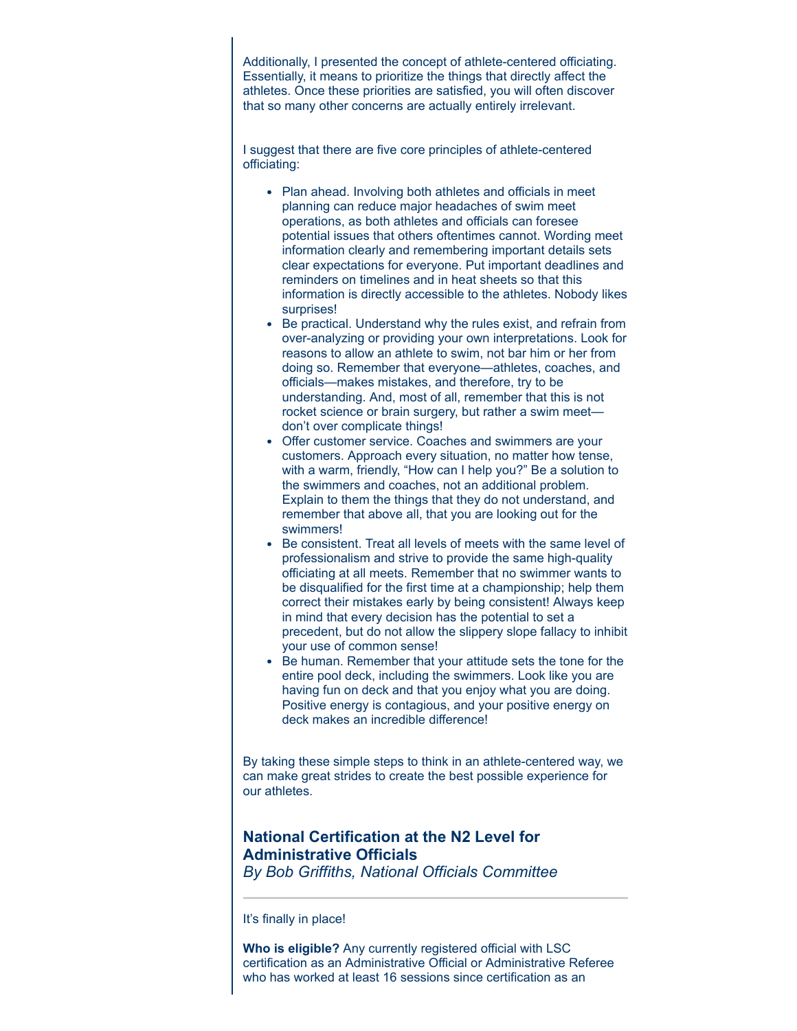Additionally, I presented the concept of athlete-centered officiating. Essentially, it means to prioritize the things that directly affect the athletes. Once these priorities are satisfied, you will often discover that so many other concerns are actually entirely irrelevant.

I suggest that there are five core principles of athlete-centered officiating:

- Plan ahead. Involving both athletes and officials in meet planning can reduce major headaches of swim meet operations, as both athletes and officials can foresee potential issues that others oftentimes cannot. Wording meet information clearly and remembering important details sets clear expectations for everyone. Put important deadlines and reminders on timelines and in heat sheets so that this information is directly accessible to the athletes. Nobody likes surprises!
- Be practical. Understand why the rules exist, and refrain from over-analyzing or providing your own interpretations. Look for reasons to allow an athlete to swim, not bar him or her from doing so. Remember that everyone—athletes, coaches, and officials—makes mistakes, and therefore, try to be understanding. And, most of all, remember that this is not rocket science or brain surgery, but rather a swim meet—don't over complicate things!
- Offer customer service. Coaches and swimmers are your customers. Approach every situation, no matter how tense, with a warm, friendly, "How can I help you?" Be a solution to the swimmers and coaches, not an additional problem. Explain to them the things that they do not understand, and remember that above all, that you are looking out for the swimmers!
- Be consistent. Treat all levels of meets with the same level of professionalism and strive to provide the same high-quality officiating at all meets. Remember that no swimmer wants to be disqualified for the first time at a championship; help them correct their mistakes early by being consistent! Always keep in mind that every decision has the potential to set a precedent, but do not allow the slippery slope fallacy to inhibit your use of common sense!
- Be human. Remember that your attitude sets the tone for the entire pool deck, including the swimmers. Look like you are having fun on deck and that you enjoy what you are doing. Positive energy is contagious, and your positive energy on deck makes an incredible difference!

By taking these simple steps to think in an athlete-centered way, we can make great strides to create the best possible experience for our athletes.

## National Certification at the N2 Level for Administrative Officials

*By Bob Griffiths, National Officials Committee*

---

It's finally in place!

**Who is eligible?** Any currently registered official with LSC certification as an Administrative Official or Administrative Referee who has worked at least 16 sessions since certification as an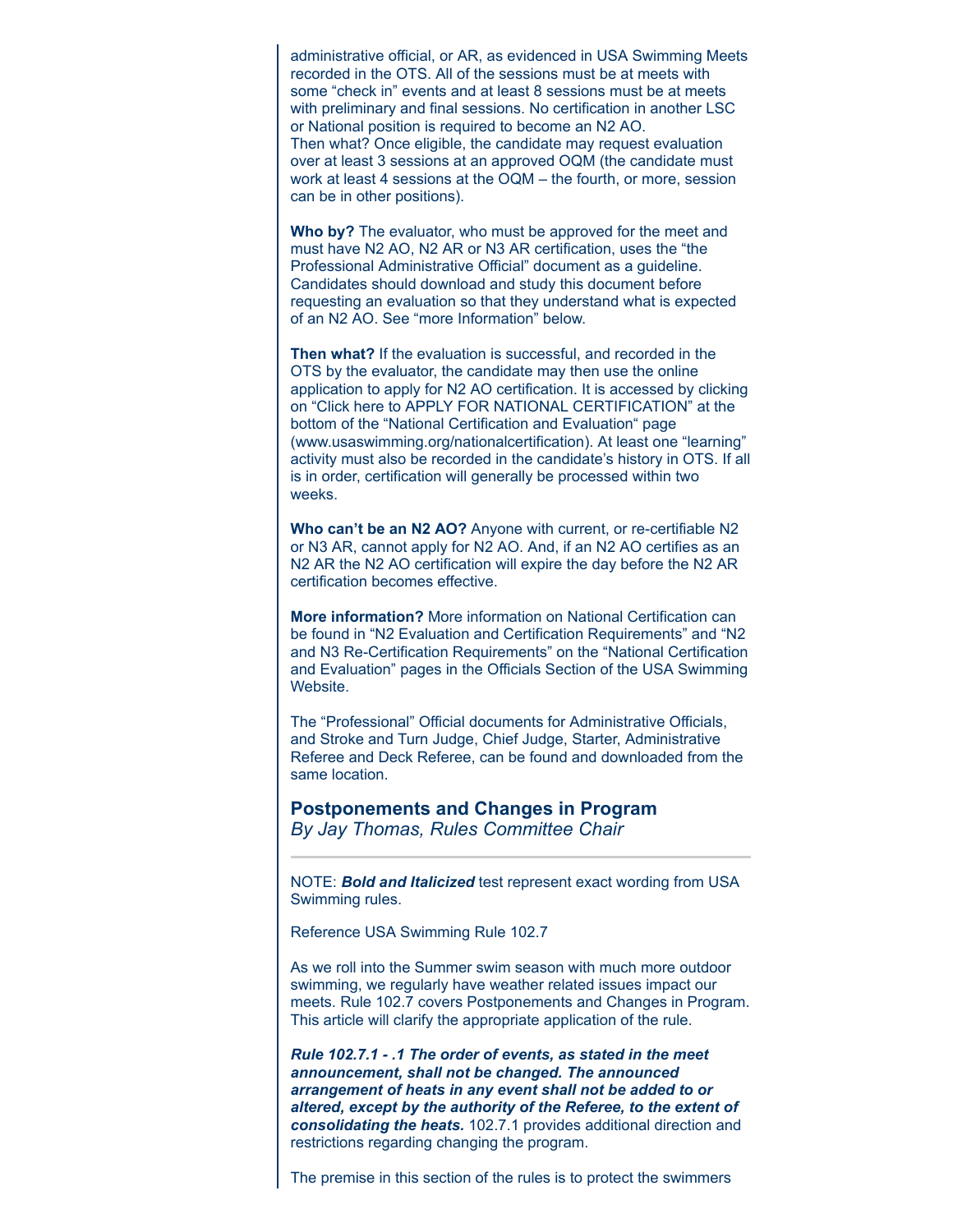administrative official, or AR, as evidenced in USA Swimming Meets recorded in the OTS. All of the sessions must be at meets with some "check in" events and at least 8 sessions must be at meets with preliminary and final sessions. No certification in another LSC or National position is required to become an N2 AO.
Then what? Once eligible, the candidate may request evaluation over at least 3 sessions at an approved OQM (the candidate must work at least 4 sessions at the OQM – the fourth, or more, session can be in other positions).

**Who by?** The evaluator, who must be approved for the meet and must have N2 AO, N2 AR or N3 AR certification, uses the "the Professional Administrative Official" document as a guideline. Candidates should download and study this document before requesting an evaluation so that they understand what is expected of an N2 AO. See "more Information" below.

**Then what?** If the evaluation is successful, and recorded in the OTS by the evaluator, the candidate may then use the online application to apply for N2 AO certification. It is accessed by clicking on "Click here to APPLY FOR NATIONAL CERTIFICATION" at the bottom of the "National Certification and Evaluation" page (www.usaswimming.org/nationalcertification). At least one "learning" activity must also be recorded in the candidate's history in OTS. If all is in order, certification will generally be processed within two weeks.

**Who can't be an N2 AO?** Anyone with current, or re-certifiable N2 or N3 AR, cannot apply for N2 AO. And, if an N2 AO certifies as an N2 AR the N2 AO certification will expire the day before the N2 AR certification becomes effective.

**More information?** More information on National Certification can be found in "N2 Evaluation and Certification Requirements" and "N2 and N3 Re-Certification Requirements" on the "National Certification and Evaluation" pages in the Officials Section of the USA Swimming Website.

The "Professional" Official documents for Administrative Officials, and Stroke and Turn Judge, Chief Judge, Starter, Administrative Referee and Deck Referee, can be found and downloaded from the same location.

## Postponements and Changes in Program

*By Jay Thomas, Rules Committee Chair*

---

NOTE: ***Bold and Italicized*** test represent exact wording from USA Swimming rules.

Reference USA Swimming Rule 102.7

As we roll into the Summer swim season with much more outdoor swimming, we regularly have weather related issues impact our meets. Rule 102.7 covers Postponements and Changes in Program. This article will clarify the appropriate application of the rule.

***Rule 102.7.1 - .1 The order of events, as stated in the meet announcement, shall not be changed. The announced arrangement of heats in any event shall not be added to or altered, except by the authority of the Referee, to the extent of consolidating the heats.*** 102.7.1 provides additional direction and restrictions regarding changing the program.

The premise in this section of the rules is to protect the swimmers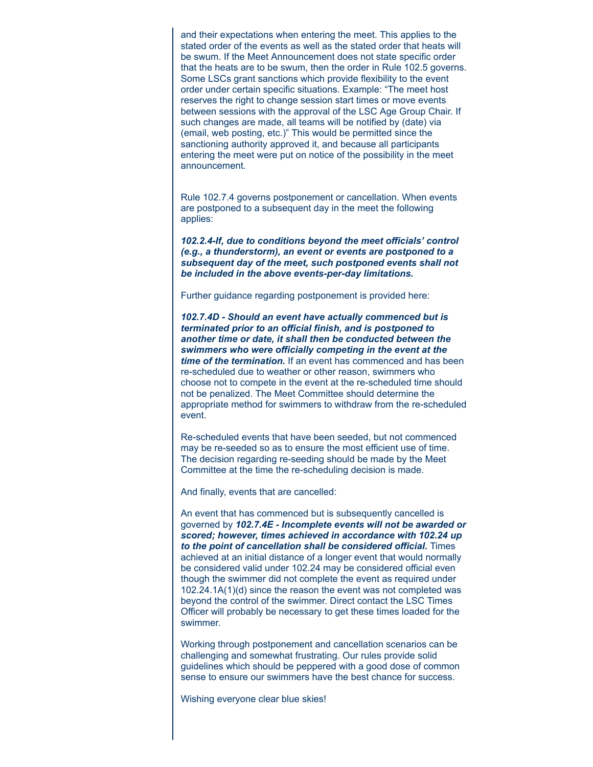and their expectations when entering the meet. This applies to the stated order of the events as well as the stated order that heats will be swum. If the Meet Announcement does not state specific order that the heats are to be swum, then the order in Rule 102.5 governs. Some LSCs grant sanctions which provide flexibility to the event order under certain specific situations. Example: "The meet host reserves the right to change session start times or move events between sessions with the approval of the LSC Age Group Chair. If such changes are made, all teams will be notified by (date) via (email, web posting, etc.)" This would be permitted since the sanctioning authority approved it, and because all participants entering the meet were put on notice of the possibility in the meet announcement.

Rule 102.7.4 governs postponement or cancellation. When events are postponed to a subsequent day in the meet the following applies:

***102.2.4-If, due to conditions beyond the meet officials' control (e.g., a thunderstorm), an event or events are postponed to a subsequent day of the meet, such postponed events shall not be included in the above events-per-day limitations.***

Further guidance regarding postponement is provided here:

***102.7.4D - Should an event have actually commenced but is terminated prior to an official finish, and is postponed to another time or date, it shall then be conducted between the swimmers who were officially competing in the event at the time of the termination.*** If an event has commenced and has been re-scheduled due to weather or other reason, swimmers who choose not to compete in the event at the re-scheduled time should not be penalized. The Meet Committee should determine the appropriate method for swimmers to withdraw from the re-scheduled event.

Re-scheduled events that have been seeded, but not commenced may be re-seeded so as to ensure the most efficient use of time. The decision regarding re-seeding should be made by the Meet Committee at the time the re-scheduling decision is made.

And finally, events that are cancelled:

An event that has commenced but is subsequently cancelled is governed by ***102.7.4E - Incomplete events will not be awarded or scored; however, times achieved in accordance with 102.24 up to the point of cancellation shall be considered official.*** Times achieved at an initial distance of a longer event that would normally be considered valid under 102.24 may be considered official even though the swimmer did not complete the event as required under 102.24.1A(1)(d) since the reason the event was not completed was beyond the control of the swimmer. Direct contact the LSC Times Officer will probably be necessary to get these times loaded for the swimmer.

Working through postponement and cancellation scenarios can be challenging and somewhat frustrating. Our rules provide solid guidelines which should be peppered with a good dose of common sense to ensure our swimmers have the best chance for success.

Wishing everyone clear blue skies!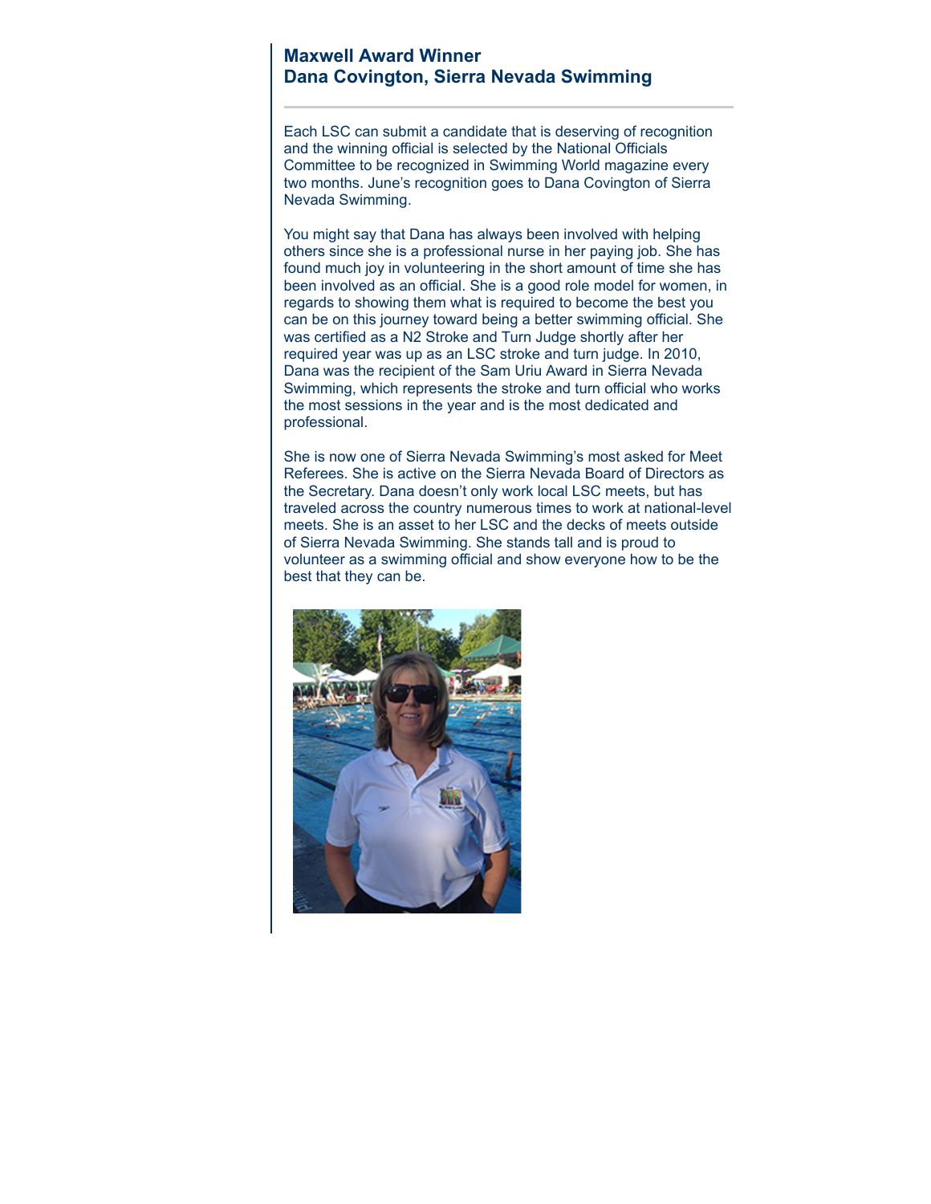## Maxwell Award Winner
## Dana Covington, Sierra Nevada Swimming

Each LSC can submit a candidate that is deserving of recognition and the winning official is selected by the National Officials Committee to be recognized in Swimming World magazine every two months. June's recognition goes to Dana Covington of Sierra Nevada Swimming.

You might say that Dana has always been involved with helping others since she is a professional nurse in her paying job. She has found much joy in volunteering in the short amount of time she has been involved as an official. She is a good role model for women, in regards to showing them what is required to become the best you can be on this journey toward being a better swimming official. She was certified as a N2 Stroke and Turn Judge shortly after her required year was up as an LSC stroke and turn judge. In 2010, Dana was the recipient of the Sam Uriu Award in Sierra Nevada Swimming, which represents the stroke and turn official who works the most sessions in the year and is the most dedicated and professional.

She is now one of Sierra Nevada Swimming's most asked for Meet Referees. She is active on the Sierra Nevada Board of Directors as the Secretary. Dana doesn't only work local LSC meets, but has traveled across the country numerous times to work at national-level meets. She is an asset to her LSC and the decks of meets outside of Sierra Nevada Swimming. She stands tall and is proud to volunteer as a swimming official and show everyone how to be the best that they can be.